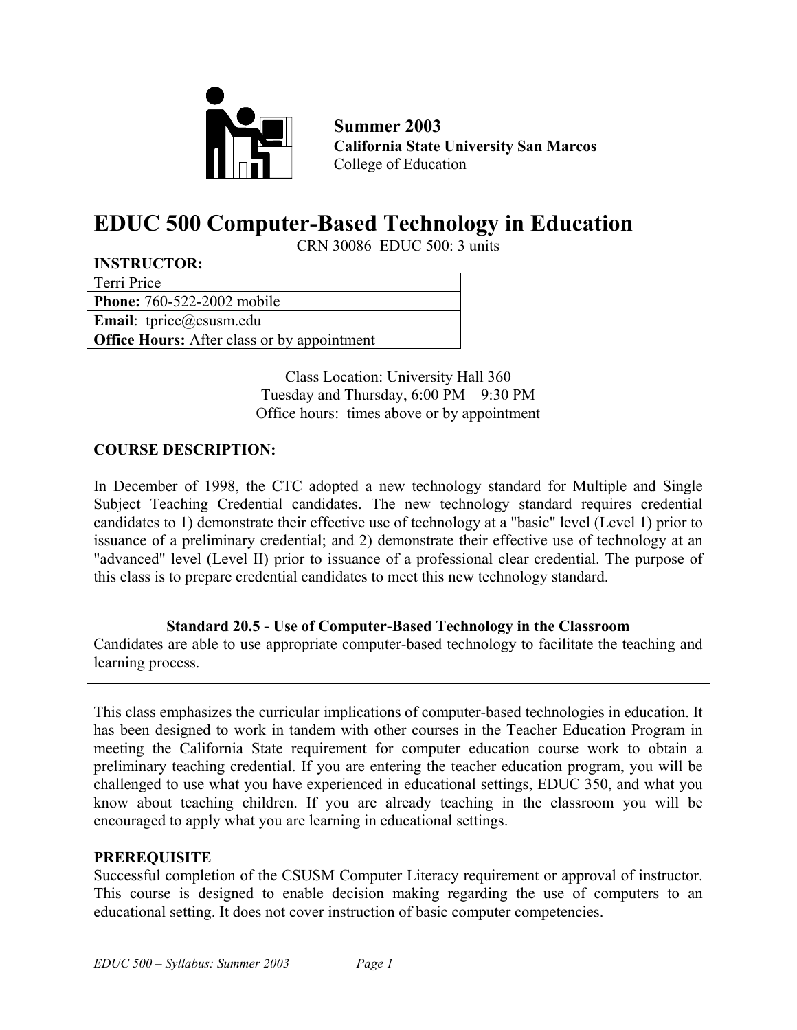**Summer 2003**
**California State University San Marcos**
College of Education

# EDUC 500 Computer-Based Technology in Education

CRN 30086 EDUC 500: 3 units

**INSTRUCTOR:**

| Terri Price |
|---|
| **Phone:** 760-522-2002 mobile |
| **Email**: tprice@csusm.edu |
| **Office Hours:** After class or by appointment |

Class Location: University Hall 360
Tuesday and Thursday, 6:00 PM – 9:30 PM
Office hours: times above or by appointment

**COURSE DESCRIPTION:**

In December of 1998, the CTC adopted a new technology standard for Multiple and Single Subject Teaching Credential candidates. The new technology standard requires credential candidates to 1) demonstrate their effective use of technology at a "basic" level (Level 1) prior to issuance of a preliminary credential; and 2) demonstrate their effective use of technology at an "advanced" level (Level II) prior to issuance of a professional clear credential. The purpose of this class is to prepare credential candidates to meet this new technology standard.

**Standard 20.5 - Use of Computer-Based Technology in the Classroom**
Candidates are able to use appropriate computer-based technology to facilitate the teaching and learning process.

This class emphasizes the curricular implications of computer-based technologies in education. It has been designed to work in tandem with other courses in the Teacher Education Program in meeting the California State requirement for computer education course work to obtain a preliminary teaching credential. If you are entering the teacher education program, you will be challenged to use what you have experienced in educational settings, EDUC 350, and what you know about teaching children. If you are already teaching in the classroom you will be encouraged to apply what you are learning in educational settings.

**PREREQUISITE**
Successful completion of the CSUSM Computer Literacy requirement or approval of instructor. This course is designed to enable decision making regarding the use of computers to an educational setting. It does not cover instruction of basic computer competencies.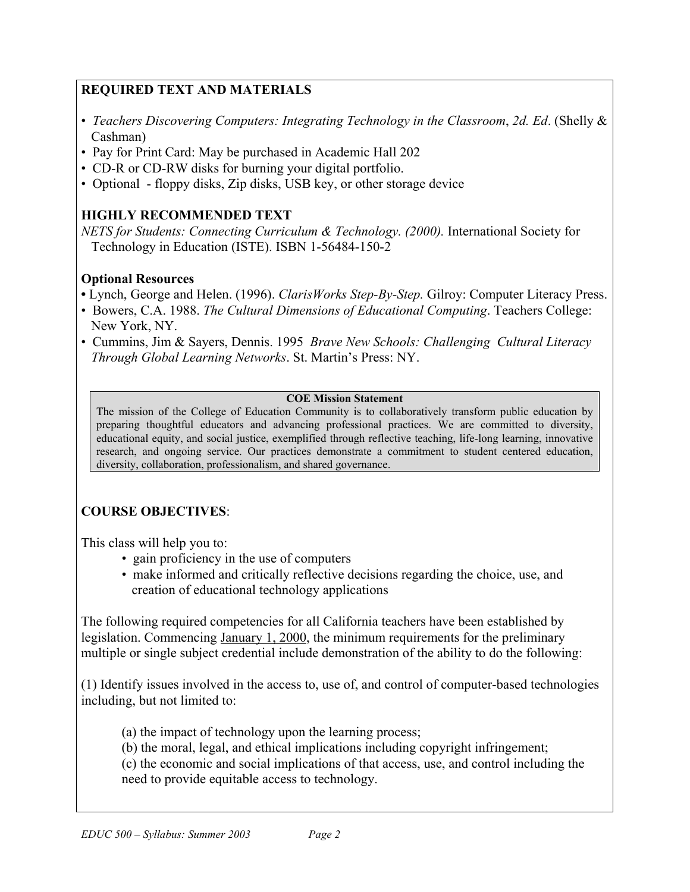## REQUIRED TEXT AND MATERIALS

- *Teachers Discovering Computers: Integrating Technology in the Classroom*, *2d. Ed*. (Shelly & Cashman)
- Pay for Print Card: May be purchased in Academic Hall 202
- CD-R or CD-RW disks for burning your digital portfolio.
- Optional - floppy disks, Zip disks, USB key, or other storage device

## HIGHLY RECOMMENDED TEXT

*NETS for Students: Connecting Curriculum & Technology. (2000).* International Society for Technology in Education (ISTE). ISBN 1-56484-150-2

### Optional Resources

- Lynch, George and Helen. (1996). *ClarisWorks Step-By-Step.* Gilroy: Computer Literacy Press.
- Bowers, C.A. 1988. *The Cultural Dimensions of Educational Computing*. Teachers College: New York, NY.
- Cummins, Jim & Sayers, Dennis. 1995 *Brave New Schools: Challenging Cultural Literacy Through Global Learning Networks*. St. Martin's Press: NY.

**COE Mission Statement**

The mission of the College of Education Community is to collaboratively transform public education by preparing thoughtful educators and advancing professional practices. We are committed to diversity, educational equity, and social justice, exemplified through reflective teaching, life-long learning, innovative research, and ongoing service. Our practices demonstrate a commitment to student centered education, diversity, collaboration, professionalism, and shared governance.

## COURSE OBJECTIVES:

This class will help you to:

- gain proficiency in the use of computers
- make informed and critically reflective decisions regarding the choice, use, and creation of educational technology applications

The following required competencies for all California teachers have been established by legislation. Commencing January 1, 2000, the minimum requirements for the preliminary multiple or single subject credential include demonstration of the ability to do the following:

(1) Identify issues involved in the access to, use of, and control of computer-based technologies including, but not limited to:

(a) the impact of technology upon the learning process;
(b) the moral, legal, and ethical implications including copyright infringement;
(c) the economic and social implications of that access, use, and control including the need to provide equitable access to technology.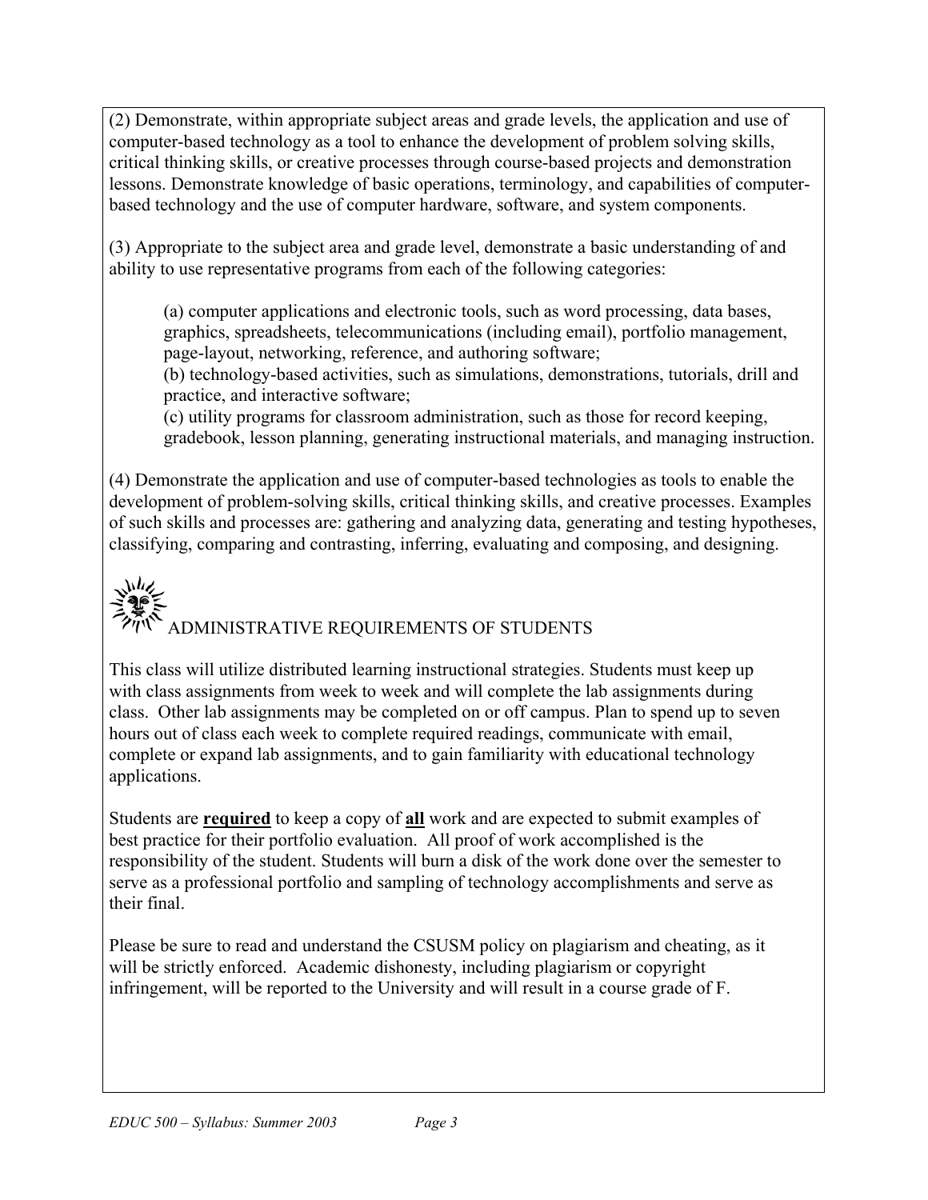(2) Demonstrate, within appropriate subject areas and grade levels, the application and use of computer-based technology as a tool to enhance the development of problem solving skills, critical thinking skills, or creative processes through course-based projects and demonstration lessons. Demonstrate knowledge of basic operations, terminology, and capabilities of computer-based technology and the use of computer hardware, software, and system components.

(3) Appropriate to the subject area and grade level, demonstrate a basic understanding of and ability to use representative programs from each of the following categories:

> (a) computer applications and electronic tools, such as word processing, data bases, graphics, spreadsheets, telecommunications (including email), portfolio management, page-layout, networking, reference, and authoring software;
> (b) technology-based activities, such as simulations, demonstrations, tutorials, drill and practice, and interactive software;
> (c) utility programs for classroom administration, such as those for record keeping, gradebook, lesson planning, generating instructional materials, and managing instruction.

(4) Demonstrate the application and use of computer-based technologies as tools to enable the development of problem-solving skills, critical thinking skills, and creative processes. Examples of such skills and processes are: gathering and analyzing data, generating and testing hypotheses, classifying, comparing and contrasting, inferring, evaluating and composing, and designing.

## ADMINISTRATIVE REQUIREMENTS OF STUDENTS

This class will utilize distributed learning instructional strategies. Students must keep up with class assignments from week to week and will complete the lab assignments during class. Other lab assignments may be completed on or off campus. Plan to spend up to seven hours out of class each week to complete required readings, communicate with email, complete or expand lab assignments, and to gain familiarity with educational technology applications.

Students are **required** to keep a copy of **all** work and are expected to submit examples of best practice for their portfolio evaluation. All proof of work accomplished is the responsibility of the student. Students will burn a disk of the work done over the semester to serve as a professional portfolio and sampling of technology accomplishments and serve as their final.

Please be sure to read and understand the CSUSM policy on plagiarism and cheating, as it will be strictly enforced. Academic dishonesty, including plagiarism or copyright infringement, will be reported to the University and will result in a course grade of F.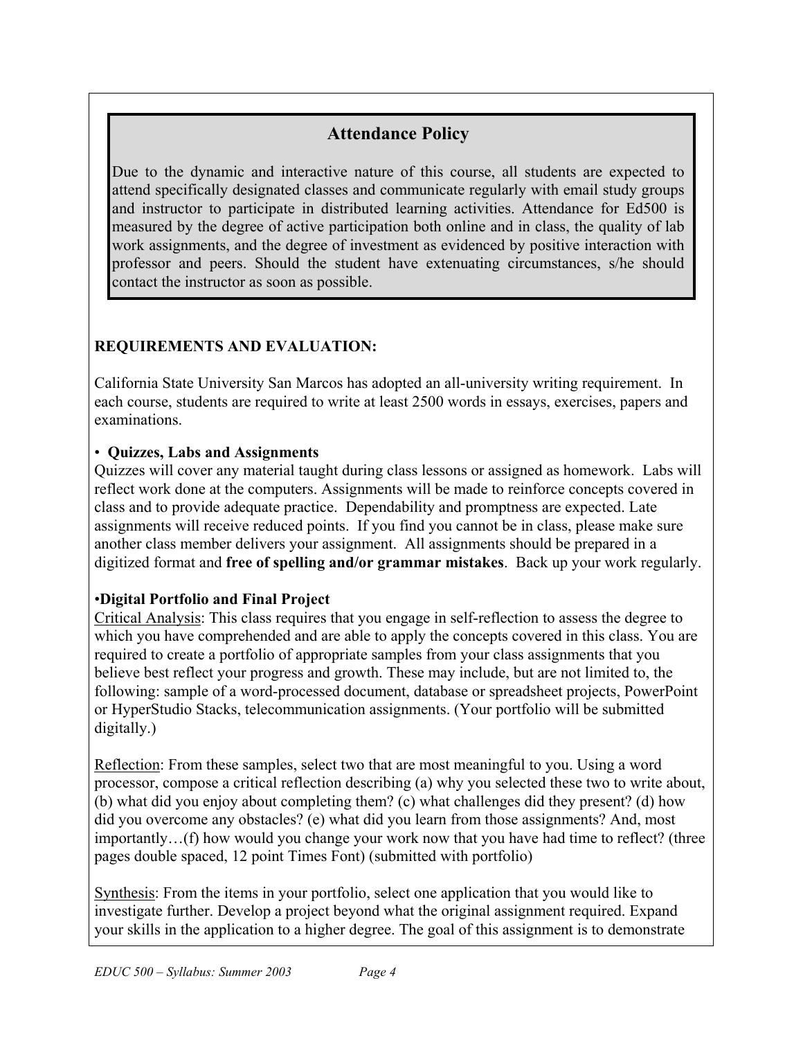## Attendance Policy

Due to the dynamic and interactive nature of this course, all students are expected to attend specifically designated classes and communicate regularly with email study groups and instructor to participate in distributed learning activities. Attendance for Ed500 is measured by the degree of active participation both online and in class, the quality of lab work assignments, and the degree of investment as evidenced by positive interaction with professor and peers. Should the student have extenuating circumstances, s/he should contact the instructor as soon as possible.

## REQUIREMENTS AND EVALUATION:

California State University San Marcos has adopted an all-university writing requirement. In each course, students are required to write at least 2500 words in essays, exercises, papers and examinations.

- **Quizzes, Labs and Assignments**

Quizzes will cover any material taught during class lessons or assigned as homework. Labs will reflect work done at the computers. Assignments will be made to reinforce concepts covered in class and to provide adequate practice. Dependability and promptness are expected. Late assignments will receive reduced points. If you find you cannot be in class, please make sure another class member delivers your assignment. All assignments should be prepared in a digitized format and **free of spelling and/or grammar mistakes**. Back up your work regularly.

- **Digital Portfolio and Final Project**

Critical Analysis: This class requires that you engage in self-reflection to assess the degree to which you have comprehended and are able to apply the concepts covered in this class. You are required to create a portfolio of appropriate samples from your class assignments that you believe best reflect your progress and growth. These may include, but are not limited to, the following: sample of a word-processed document, database or spreadsheet projects, PowerPoint or HyperStudio Stacks, telecommunication assignments. (Your portfolio will be submitted digitally.)

Reflection: From these samples, select two that are most meaningful to you. Using a word processor, compose a critical reflection describing (a) why you selected these two to write about, (b) what did you enjoy about completing them? (c) what challenges did they present? (d) how did you overcome any obstacles? (e) what did you learn from those assignments? And, most importantly…(f) how would you change your work now that you have had time to reflect? (three pages double spaced, 12 point Times Font) (submitted with portfolio)

Synthesis: From the items in your portfolio, select one application that you would like to investigate further. Develop a project beyond what the original assignment required. Expand your skills in the application to a higher degree. The goal of this assignment is to demonstrate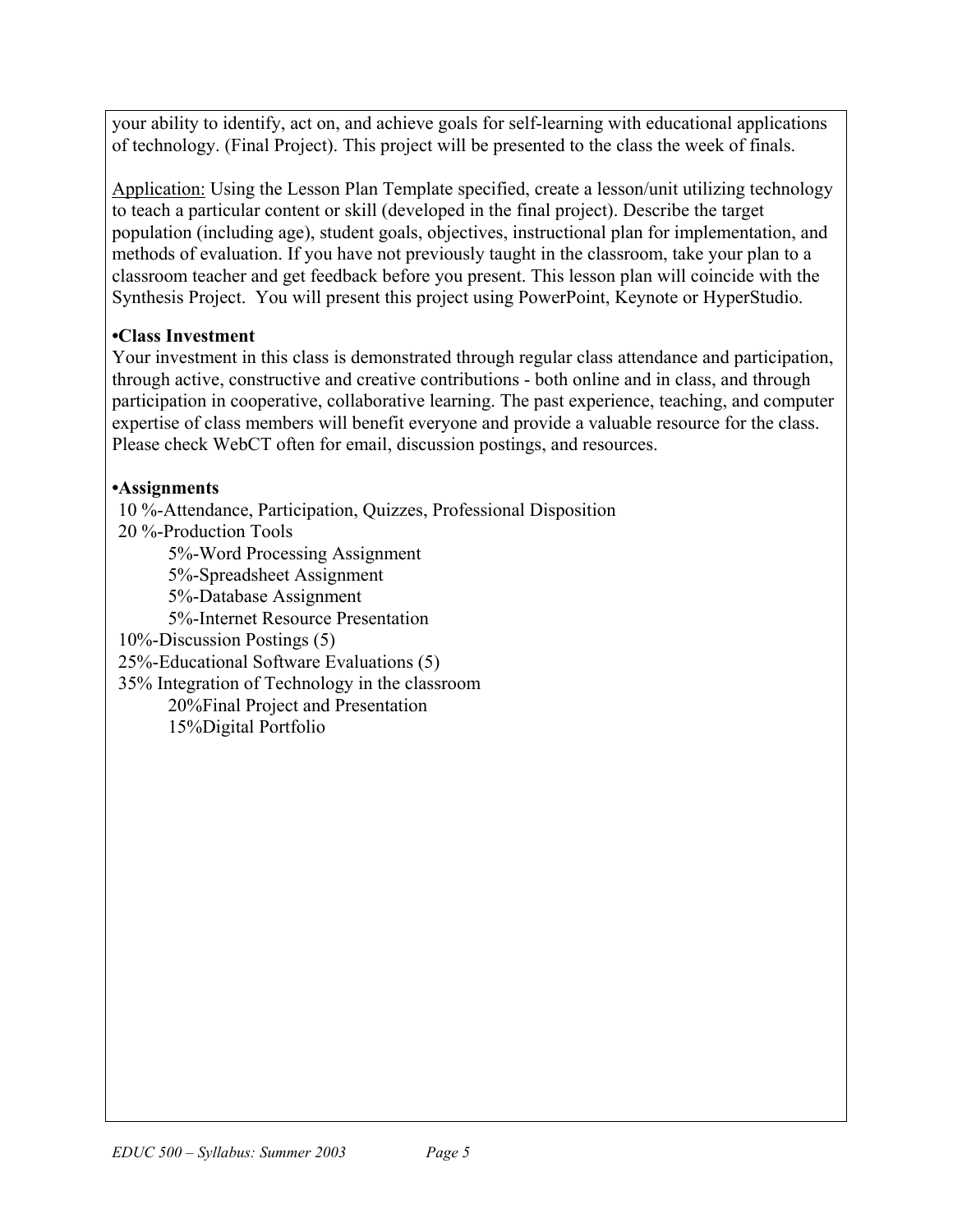your ability to identify, act on, and achieve goals for self-learning with educational applications of technology. (Final Project). This project will be presented to the class the week of finals.

Application: Using the Lesson Plan Template specified, create a lesson/unit utilizing technology to teach a particular content or skill (developed in the final project). Describe the target population (including age), student goals, objectives, instructional plan for implementation, and methods of evaluation. If you have not previously taught in the classroom, take your plan to a classroom teacher and get feedback before you present. This lesson plan will coincide with the Synthesis Project. You will present this project using PowerPoint, Keynote or HyperStudio.

**•Class Investment**

Your investment in this class is demonstrated through regular class attendance and participation, through active, constructive and creative contributions - both online and in class, and through participation in cooperative, collaborative learning. The past experience, teaching, and computer expertise of class members will benefit everyone and provide a valuable resource for the class. Please check WebCT often for email, discussion postings, and resources.

**•Assignments**

- 10 %-Attendance, Participation, Quizzes, Professional Disposition
- 20 %-Production Tools
    - 5%-Word Processing Assignment
    - 5%-Spreadsheet Assignment
    - 5%-Database Assignment
    - 5%-Internet Resource Presentation
- 10%-Discussion Postings (5)
- 25%-Educational Software Evaluations (5)
- 35% Integration of Technology in the classroom
    - 20%Final Project and Presentation
    - 15%Digital Portfolio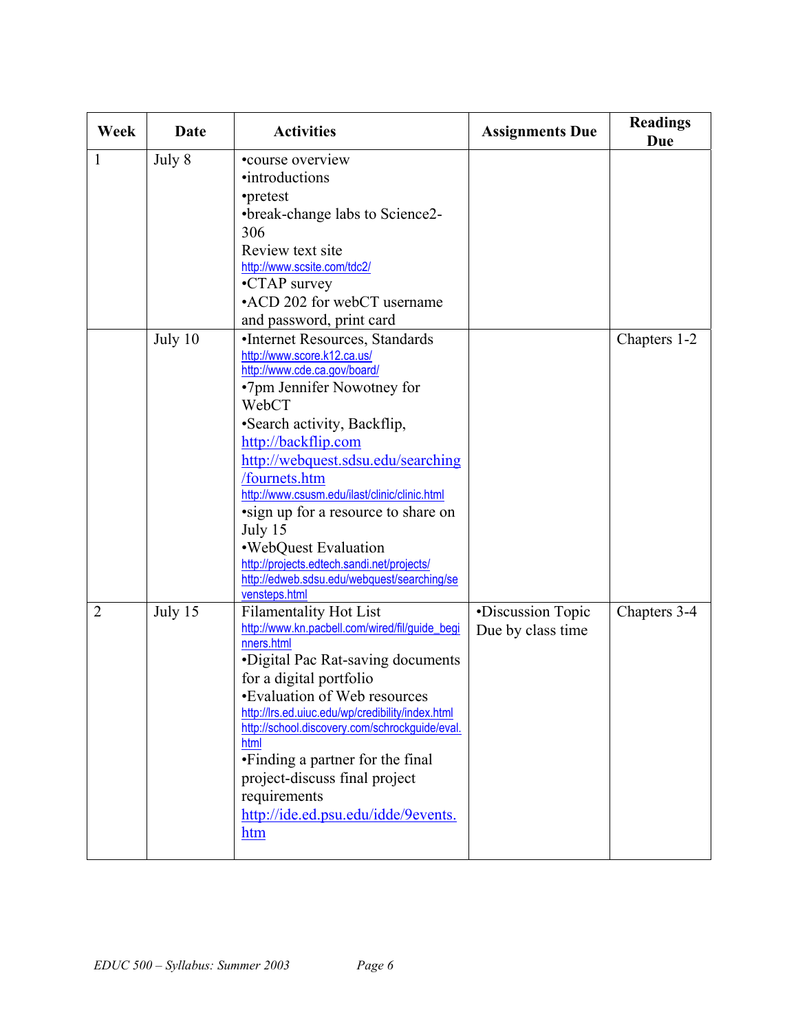| Week | Date | Activities | Assignments Due | Readings Due |
|---|---|---|---|---|
| 1 | July 8 | •course overview<br>•introductions<br>•pretest<br>•break-change labs to Science2-306<br>Review text site<br>http://www.scsite.com/tdc2/<br>•CTAP survey<br>•ACD 202 for webCT username and password, print card | | |
| | July 10 | •Internet Resources, Standards<br>http://www.score.k12.ca.us/<br>http://www.cde.ca.gov/board/<br>•7pm Jennifer Nowotney for WebCT<br>•Search activity, Backflip, http://backflip.com<br>http://webquest.sdsu.edu/searching/fournets.htm<br>http://www.csusm.edu/ilast/clinic/clinic.html<br>•sign up for a resource to share on July 15<br>•WebQuest Evaluation<br>http://projects.edtech.sandi.net/projects/<br>http://edweb.sdsu.edu/webquest/searching/sevensteps.html | | Chapters 1-2 |
| 2 | July 15 | Filamentality Hot List<br>http://www.kn.pacbell.com/wired/fil/guide_beginners.html<br>•Digital Pac Rat-saving documents for a digital portfolio<br>•Evaluation of Web resources<br>http://lrs.ed.uiuc.edu/wp/credibility/index.html<br>http://school.discovery.com/schrockguide/eval.html<br>•Finding a partner for the final project-discuss final project requirements<br>http://ide.ed.psu.edu/idde/9events.htm | •Discussion Topic Due by class time | Chapters 3-4 |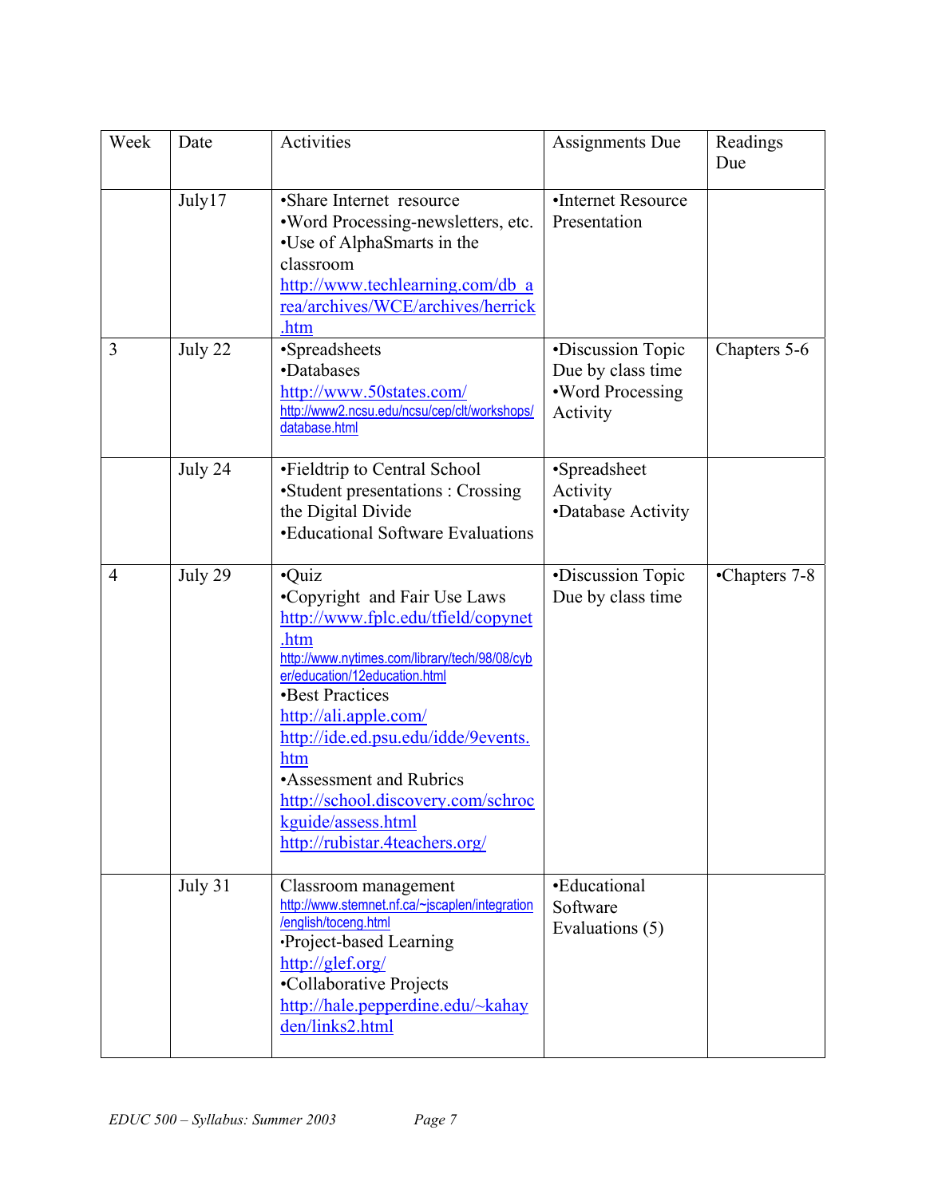| Week | Date | Activities | Assignments Due | Readings Due |
|---|---|---|---|---|
| | July17 | •Share Internet resource<br>•Word Processing-newsletters, etc.<br>•Use of AlphaSmarts in the classroom<br>http://www.techlearning.com/db_area/archives/WCE/archives/herrick.htm | •Internet Resource Presentation | |
| 3 | July 22 | •Spreadsheets<br>•Databases<br>http://www.50states.com/<br>http://www2.ncsu.edu/ncsu/cep/clt/workshops/database.html | •Discussion Topic Due by class time<br>•Word Processing Activity | Chapters 5-6 |
| | July 24 | •Fieldtrip to Central School<br>•Student presentations : Crossing the Digital Divide<br>•Educational Software Evaluations | •Spreadsheet Activity<br>•Database Activity | |
| 4 | July 29 | •Quiz<br>•Copyright and Fair Use Laws<br>http://www.fplc.edu/tfield/copynet.htm<br>http://www.nytimes.com/library/tech/98/08/cyber/education/12education.html<br>•Best Practices<br>http://ali.apple.com/<br>http://ide.ed.psu.edu/idde/9events.htm<br>•Assessment and Rubrics<br>http://school.discovery.com/schrockguide/assess.html<br>http://rubistar.4teachers.org/ | •Discussion Topic Due by class time | •Chapters 7-8 |
| | July 31 | Classroom management<br>http://www.stemnet.nf.ca/~jscaplen/integration/english/toceng.html<br>•Project-based Learning<br>http://glef.org/<br>•Collaborative Projects<br>http://hale.pepperdine.edu/~kahayden/links2.html | •Educational Software Evaluations (5) | |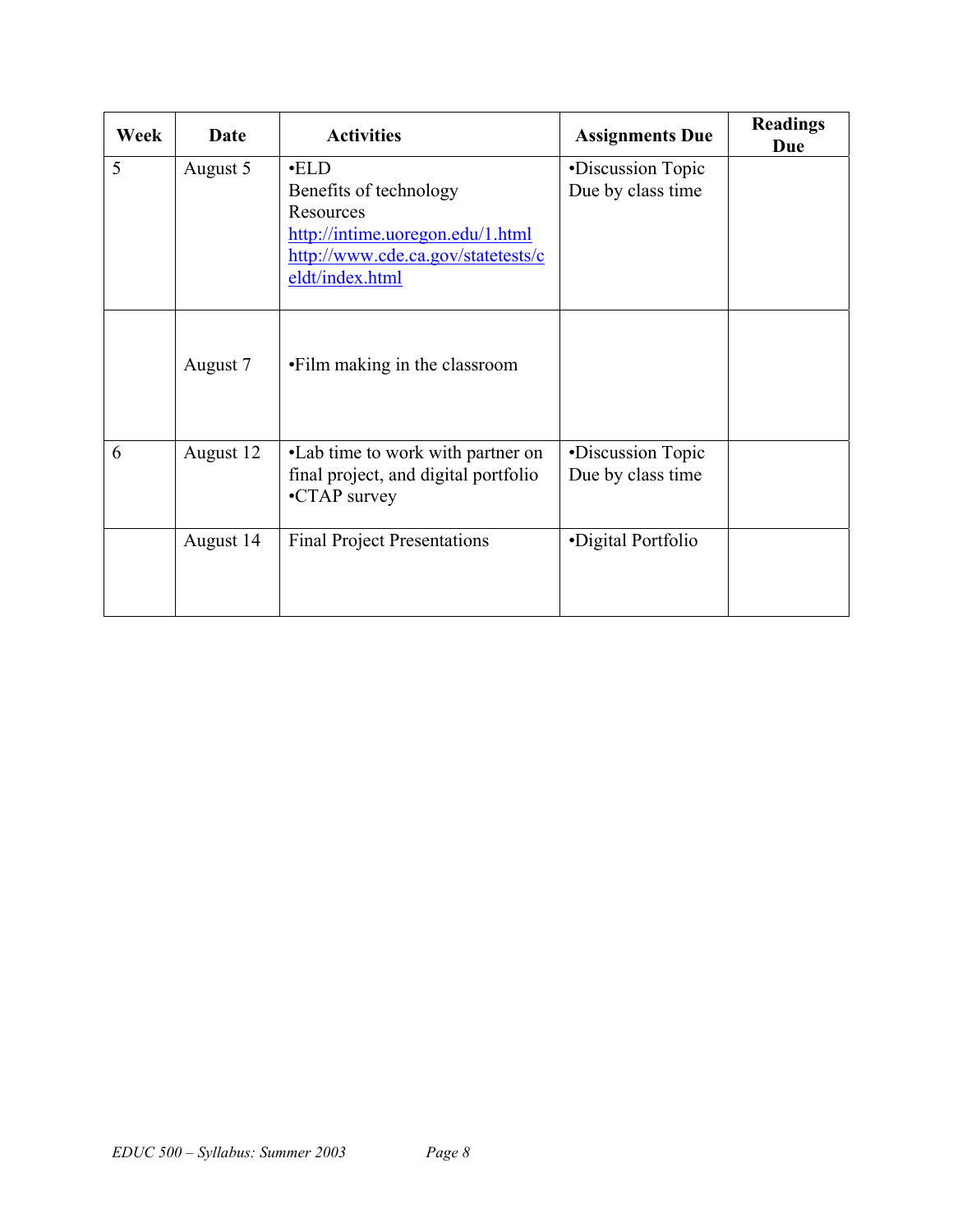| Week | Date | Activities | Assignments Due | Readings Due |
|---|---|---|---|---|
| 5 | August 5 | •ELD<br>Benefits of technology<br>Resources<br>http://intime.uoregon.edu/1.html<br>http://www.cde.ca.gov/statetests/celdt/index.html | •Discussion Topic Due by class time | |
| | August 7 | •Film making in the classroom | | |
| 6 | August 12 | •Lab time to work with partner on final project, and digital portfolio<br>•CTAP survey | •Discussion Topic Due by class time | |
| | August 14 | Final Project Presentations | •Digital Portfolio | |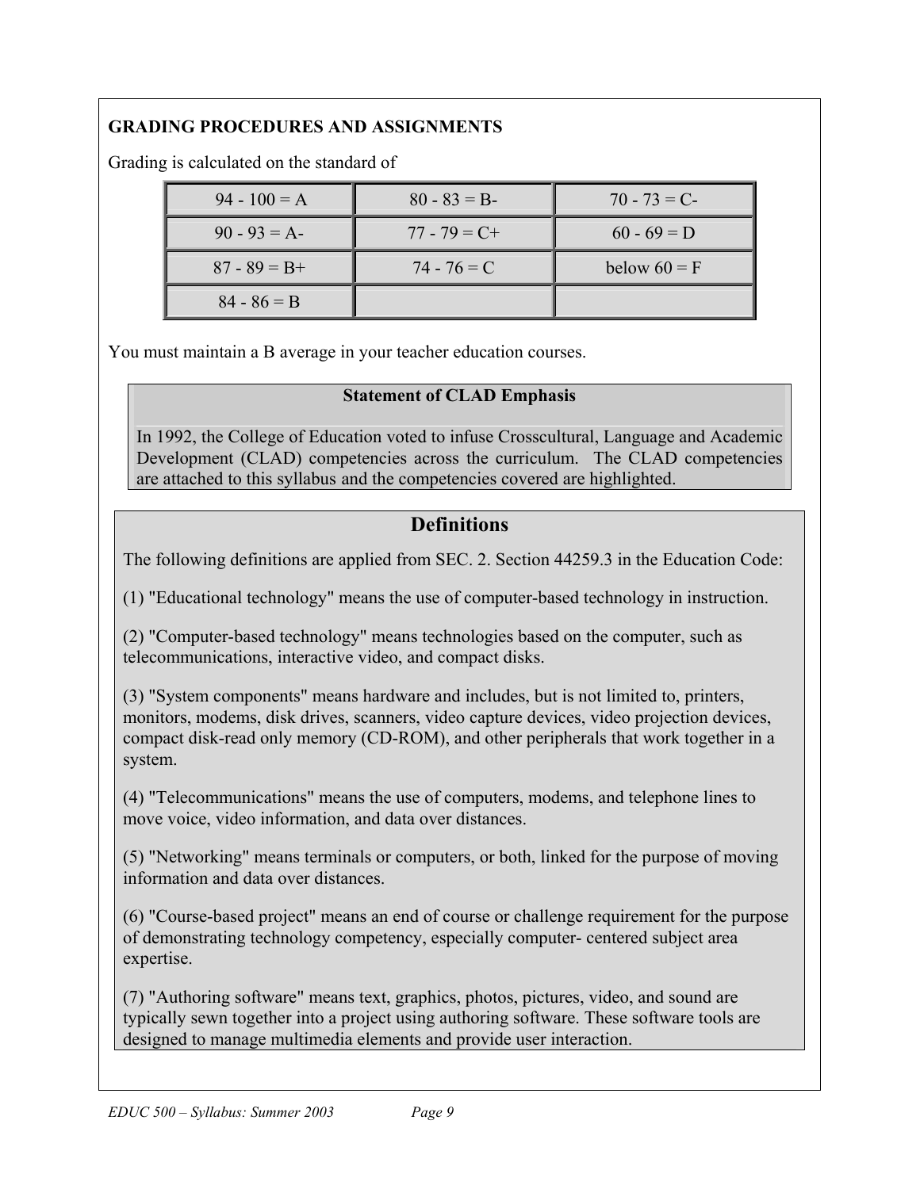## GRADING PROCEDURES AND ASSIGNMENTS

Grading is calculated on the standard of

| | | |
|---|---|---|
| 94 - 100 = A | 80 - 83 = B- | 70 - 73 = C- |
| 90 - 93 = A- | 77 - 79 = C+ | 60 - 69 = D |
| 87 - 89 = B+ | 74 - 76 = C | below 60 = F |
| 84 - 86 = B | | |

You must maintain a B average in your teacher education courses.

**Statement of CLAD Emphasis**

In 1992, the College of Education voted to infuse Crosscultural, Language and Academic Development (CLAD) competencies across the curriculum. The CLAD competencies are attached to this syllabus and the competencies covered are highlighted.

## Definitions

The following definitions are applied from SEC. 2. Section 44259.3 in the Education Code:

(1) "Educational technology" means the use of computer-based technology in instruction.

(2) "Computer-based technology" means technologies based on the computer, such as telecommunications, interactive video, and compact disks.

(3) "System components" means hardware and includes, but is not limited to, printers, monitors, modems, disk drives, scanners, video capture devices, video projection devices, compact disk-read only memory (CD-ROM), and other peripherals that work together in a system.

(4) "Telecommunications" means the use of computers, modems, and telephone lines to move voice, video information, and data over distances.

(5) "Networking" means terminals or computers, or both, linked for the purpose of moving information and data over distances.

(6) "Course-based project" means an end of course or challenge requirement for the purpose of demonstrating technology competency, especially computer- centered subject area expertise.

(7) "Authoring software" means text, graphics, photos, pictures, video, and sound are typically sewn together into a project using authoring software. These software tools are designed to manage multimedia elements and provide user interaction.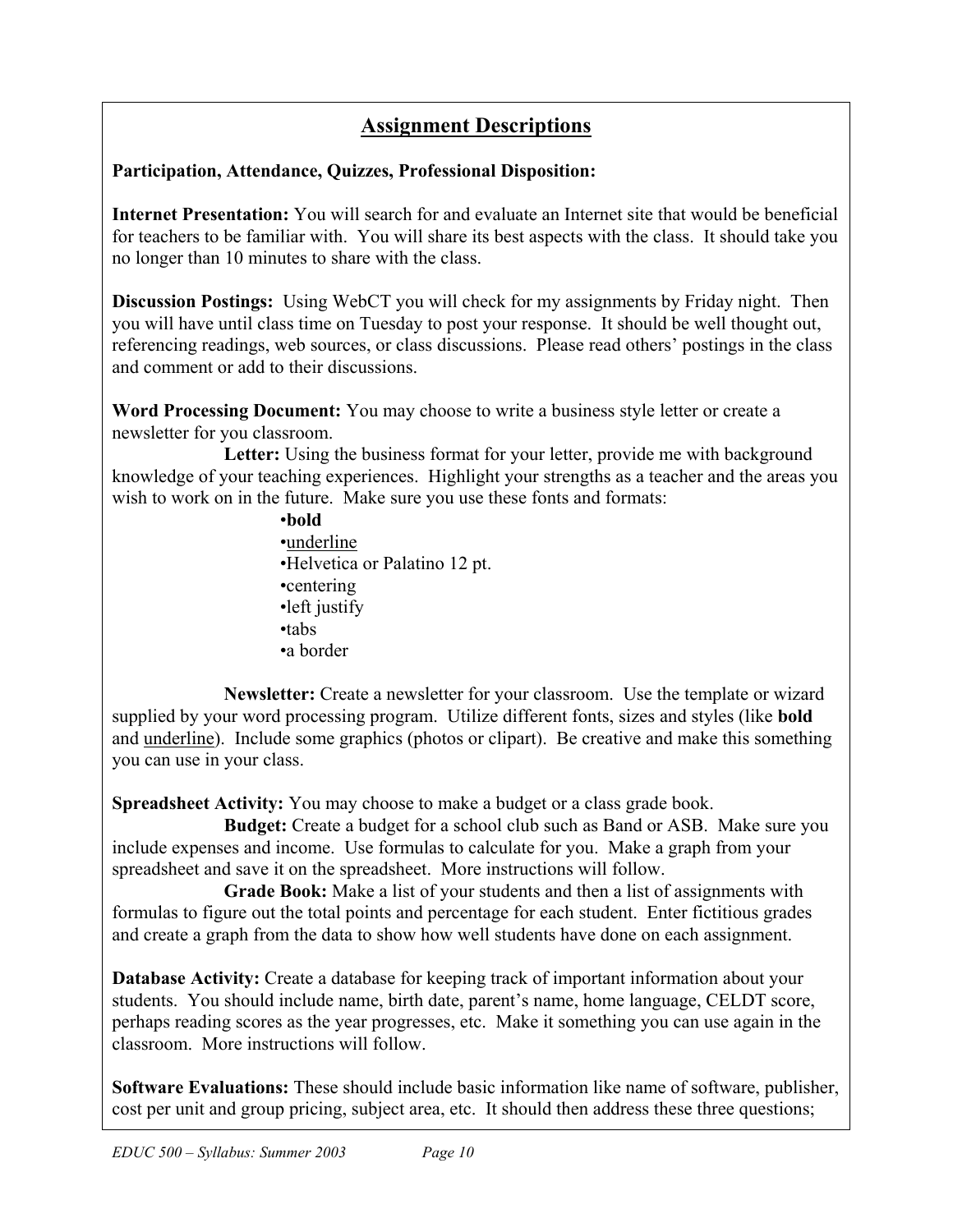## Assignment Descriptions

**Participation, Attendance, Quizzes, Professional Disposition:**

**Internet Presentation:** You will search for and evaluate an Internet site that would be beneficial for teachers to be familiar with. You will share its best aspects with the class. It should take you no longer than 10 minutes to share with the class.

**Discussion Postings:** Using WebCT you will check for my assignments by Friday night. Then you will have until class time on Tuesday to post your response. It should be well thought out, referencing readings, web sources, or class discussions. Please read others' postings in the class and comment or add to their discussions.

**Word Processing Document:** You may choose to write a business style letter or create a newsletter for you classroom.

**Letter:** Using the business format for your letter, provide me with background knowledge of your teaching experiences. Highlight your strengths as a teacher and the areas you wish to work on in the future. Make sure you use these fonts and formats:

- **bold**
- <u>underline</u>
- Helvetica or Palatino 12 pt.
- centering
- left justify
- tabs
- a border

**Newsletter:** Create a newsletter for your classroom. Use the template or wizard supplied by your word processing program. Utilize different fonts, sizes and styles (like **bold** and <u>underline</u>). Include some graphics (photos or clipart). Be creative and make this something you can use in your class.

**Spreadsheet Activity:** You may choose to make a budget or a class grade book.

**Budget:** Create a budget for a school club such as Band or ASB. Make sure you include expenses and income. Use formulas to calculate for you. Make a graph from your spreadsheet and save it on the spreadsheet. More instructions will follow.

**Grade Book:** Make a list of your students and then a list of assignments with formulas to figure out the total points and percentage for each student. Enter fictitious grades and create a graph from the data to show how well students have done on each assignment.

**Database Activity:** Create a database for keeping track of important information about your students. You should include name, birth date, parent's name, home language, CELDT score, perhaps reading scores as the year progresses, etc. Make it something you can use again in the classroom. More instructions will follow.

**Software Evaluations:** These should include basic information like name of software, publisher, cost per unit and group pricing, subject area, etc. It should then address these three questions;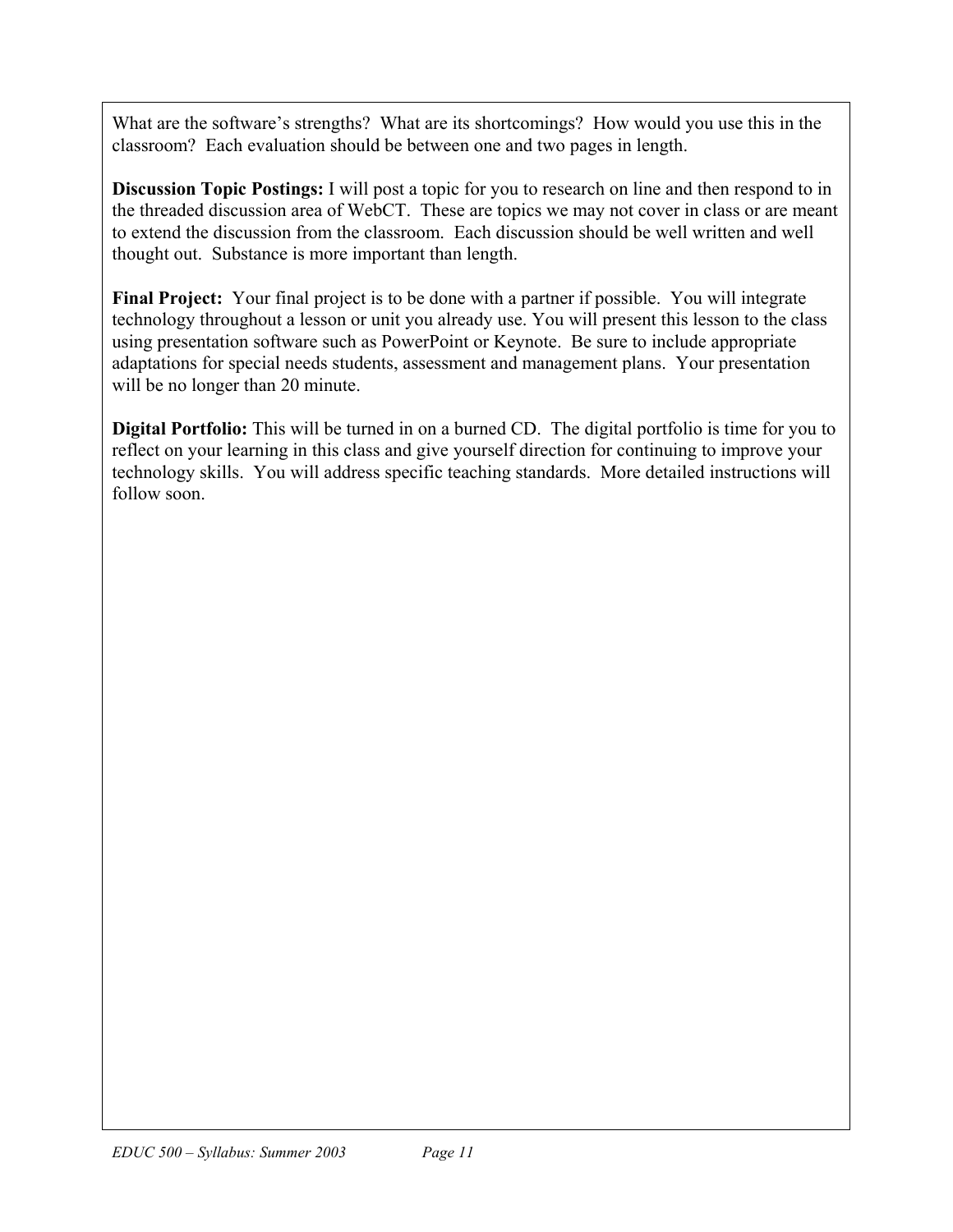What are the software's strengths? What are its shortcomings? How would you use this in the classroom? Each evaluation should be between one and two pages in length.

**Discussion Topic Postings:** I will post a topic for you to research on line and then respond to in the threaded discussion area of WebCT. These are topics we may not cover in class or are meant to extend the discussion from the classroom. Each discussion should be well written and well thought out. Substance is more important than length.

**Final Project:** Your final project is to be done with a partner if possible. You will integrate technology throughout a lesson or unit you already use. You will present this lesson to the class using presentation software such as PowerPoint or Keynote. Be sure to include appropriate adaptations for special needs students, assessment and management plans. Your presentation will be no longer than 20 minute.

**Digital Portfolio:** This will be turned in on a burned CD. The digital portfolio is time for you to reflect on your learning in this class and give yourself direction for continuing to improve your technology skills. You will address specific teaching standards. More detailed instructions will follow soon.